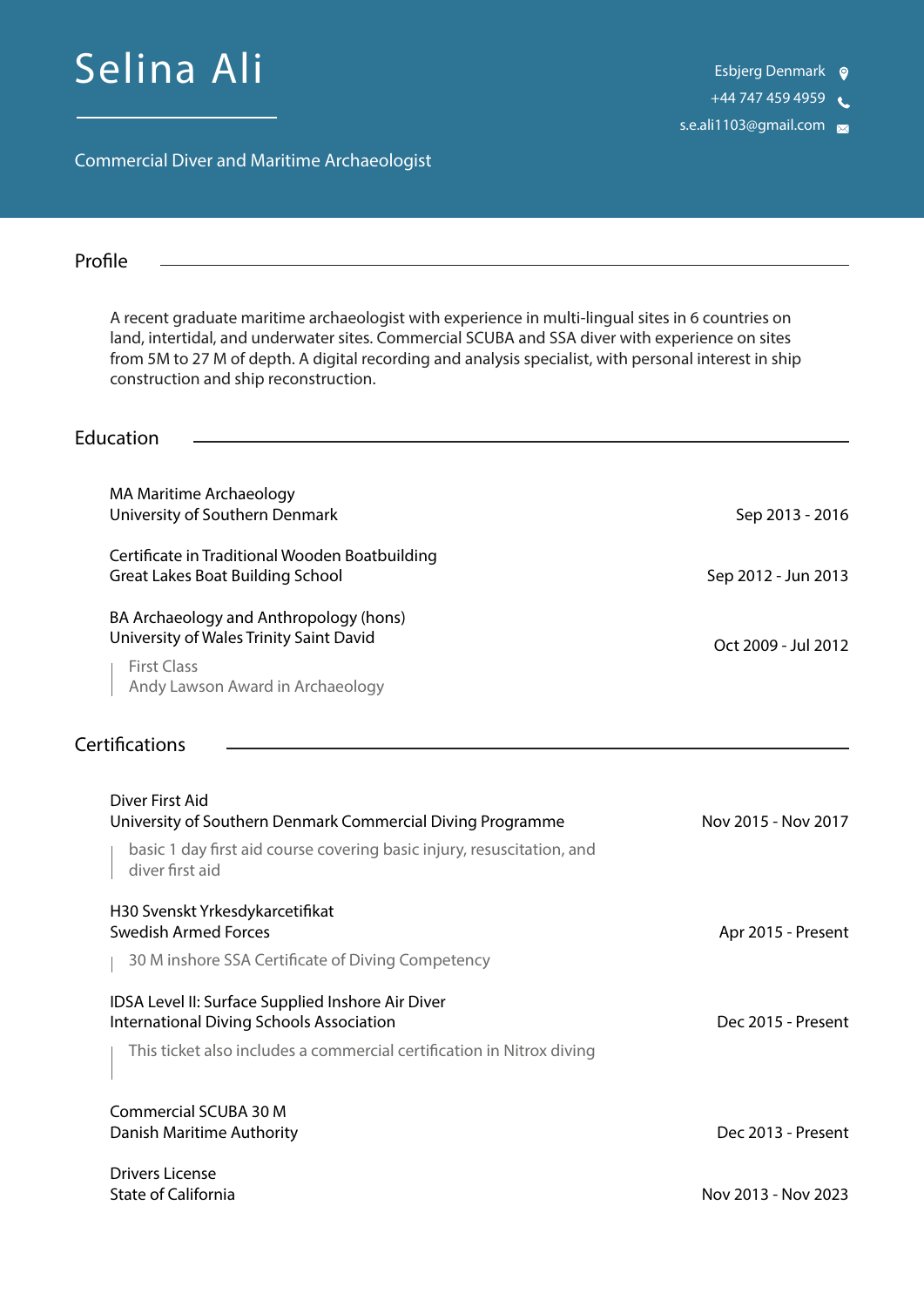# Selina Ali

Commercial Diver and Maritime Archaeologist

Esbjerg Denmark
+44 747 459 4959
s.e.ali1103@gmail.com

## Profile

A recent graduate maritime archaeologist with experience in multi-lingual sites in 6 countries on land, intertidal, and underwater sites. Commercial SCUBA and SSA diver with experience on sites from 5M to 27 M of depth. A digital recording and analysis specialist, with personal interest in ship construction and ship reconstruction.

## Education

MA Maritime Archaeology
University of Southern Denmark — Sep 2013 - 2016

Certificate in Traditional Wooden Boatbuilding
Great Lakes Boat Building School — Sep 2012 - Jun 2013

BA Archaeology and Anthropology (hons)
University of Wales Trinity Saint David — Oct 2009 - Jul 2012

> First Class
> Andy Lawson Award in Archaeology

## Certifications

Diver First Aid
University of Southern Denmark Commercial Diving Programme — Nov 2015 - Nov 2017

> basic 1 day first aid course covering basic injury, resuscitation, and diver first aid

H30 Svenskt Yrkesdykarcetifikat
Swedish Armed Forces — Apr 2015 - Present

> 30 M inshore SSA Certificate of Diving Competency

IDSA Level II: Surface Supplied Inshore Air Diver
International Diving Schools Association — Dec 2015 - Present

> This ticket also includes a commercial certification in Nitrox diving

Commercial SCUBA 30 M
Danish Maritime Authority — Dec 2013 - Present

Drivers License
State of California — Nov 2013 - Nov 2023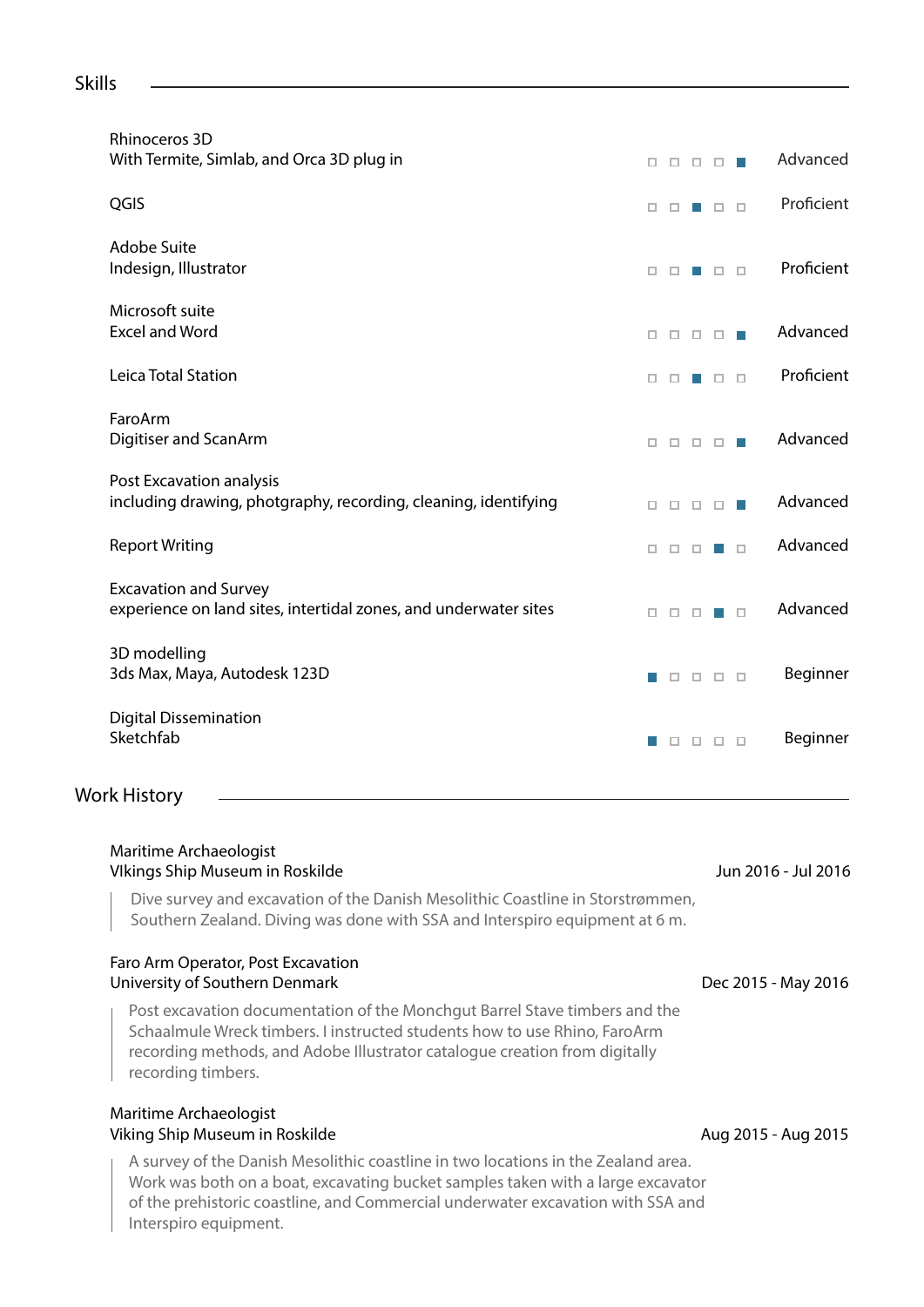## Skills

| Skill | Level |
| --- | --- |
| Rhinoceros 3D<br>With Termite, Simlab, and Orca 3D plug in | Advanced |
| QGIS | Proficient |
| Adobe Suite<br>Indesign, Illustrator | Proficient |
| Microsoft suite<br>Excel and Word | Advanced |
| Leica Total Station | Proficient |
| FaroArm<br>Digitiser and ScanArm | Advanced |
| Post Excavation analysis<br>including drawing, photgraphy, recording, cleaning, identifying | Advanced |
| Report Writing | Advanced |
| Excavation and Survey<br>experience on land sites, intertidal zones, and underwater sites | Advanced |
| 3D modelling<br>3ds Max, Maya, Autodesk 123D | Beginner |
| Digital Dissemination<br>Sketchfab | Beginner |

## Work History

**Maritime Archaeologist**
VIkings Ship Museum in Roskilde — Jun 2016 - Jul 2016

> Dive survey and excavation of the Danish Mesolithic Coastline in Storstrømmen, Southern Zealand. Diving was done with SSA and Interspiro equipment at 6 m.

**Faro Arm Operator, Post Excavation**
University of Southern Denmark — Dec 2015 - May 2016

> Post excavation documentation of the Monchgut Barrel Stave timbers and the Schaalmule Wreck timbers. I instructed students how to use Rhino, FaroArm recording methods, and Adobe Illustrator catalogue creation from digitally recording timbers.

**Maritime Archaeologist**
Viking Ship Museum in Roskilde — Aug 2015 - Aug 2015

> A survey of the Danish Mesolithic coastline in two locations in the Zealand area. Work was both on a boat, excavating bucket samples taken with a large excavator of the prehistoric coastline, and Commercial underwater excavation with SSA and Interspiro equipment.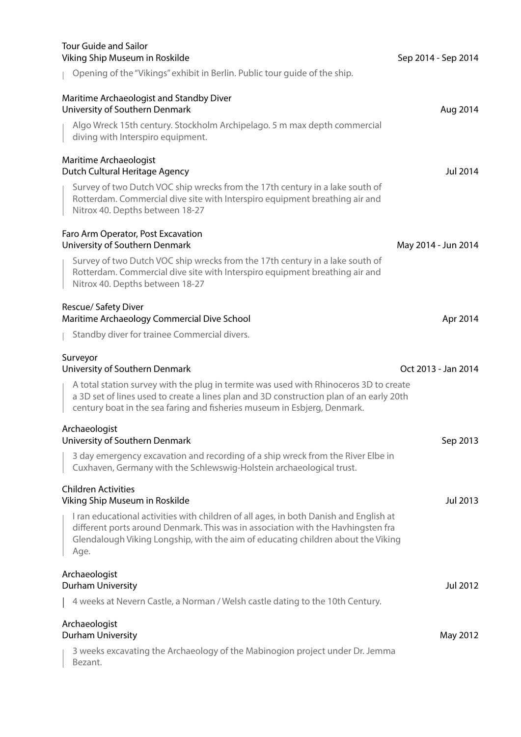**Tour Guide and Sailor**
Viking Ship Museum in Roskilde — Sep 2014 - Sep 2014

> Opening of the "Vikings" exhibit in Berlin. Public tour guide of the ship.

**Maritime Archaeologist and Standby Diver**
University of Southern Denmark — Aug 2014

> Algo Wreck 15th century. Stockholm Archipelago. 5 m max depth commercial diving with Interspiro equipment.

**Maritime Archaeologist**
Dutch Cultural Heritage Agency — Jul 2014

> Survey of two Dutch VOC ship wrecks from the 17th century in a lake south of Rotterdam. Commercial dive site with Interspiro equipment breathing air and Nitrox 40. Depths between 18-27

**Faro Arm Operator, Post Excavation**
University of Southern Denmark — May 2014 - Jun 2014

> Survey of two Dutch VOC ship wrecks from the 17th century in a lake south of Rotterdam. Commercial dive site with Interspiro equipment breathing air and Nitrox 40. Depths between 18-27

**Rescue/ Safety Diver**
Maritime Archaeology Commercial Dive School — Apr 2014

> Standby diver for trainee Commercial divers.

**Surveyor**
University of Southern Denmark — Oct 2013 - Jan 2014

> A total station survey with the plug in termite was used with Rhinoceros 3D to create a 3D set of lines used to create a lines plan and 3D construction plan of an early 20th century boat in the sea faring and fisheries museum in Esbjerg, Denmark.

**Archaeologist**
University of Southern Denmark — Sep 2013

> 3 day emergency excavation and recording of a ship wreck from the River Elbe in Cuxhaven, Germany with the Schlewswig-Holstein archaeological trust.

**Children Activities**
Viking Ship Museum in Roskilde — Jul 2013

> I ran educational activities with children of all ages, in both Danish and English at different ports around Denmark. This was in association with the Havhingsten fra Glendalough Viking Longship, with the aim of educating children about the Viking Age.

**Archaeologist**
Durham University — Jul 2012

> 4 weeks at Nevern Castle, a Norman / Welsh castle dating to the 10th Century.

**Archaeologist**
Durham University — May 2012

> 3 weeks excavating the Archaeology of the Mabinogion project under Dr. Jemma Bezant.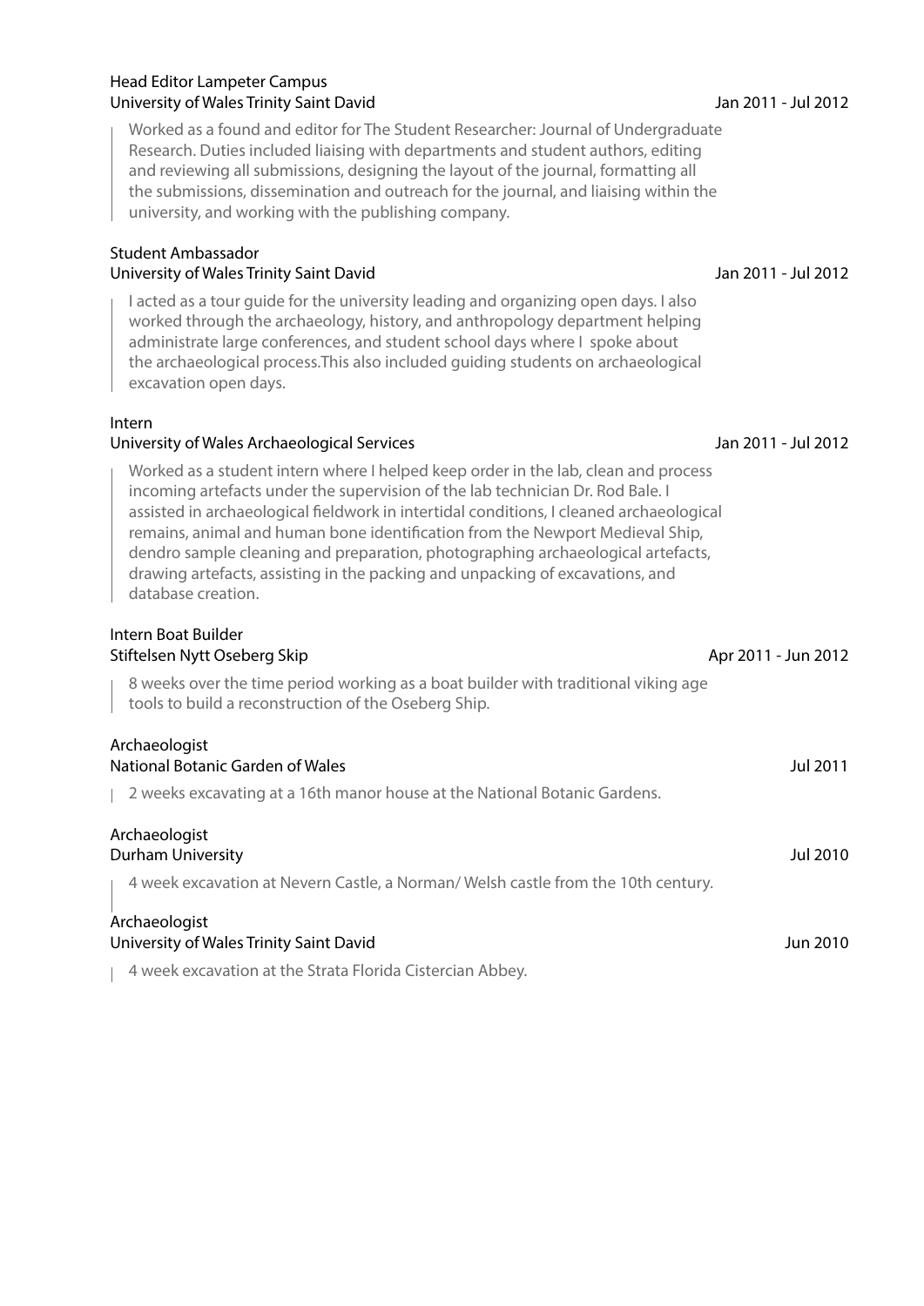### Head Editor Lampeter Campus
**University of Wales Trinity Saint David** — Jan 2011 - Jul 2012

> Worked as a found and editor for The Student Researcher: Journal of Undergraduate Research. Duties included liaising with departments and student authors, editing and reviewing all submissions, designing the layout of the journal, formatting all the submissions, dissemination and outreach for the journal, and liaising within the university, and working with the publishing company.

### Student Ambassador
**University of Wales Trinity Saint David** — Jan 2011 - Jul 2012

> I acted as a tour guide for the university leading and organizing open days. I also worked through the archaeology, history, and anthropology department helping administrate large conferences, and student school days where I spoke about the archaeological process.This also included guiding students on archaeological excavation open days.

### Intern
**University of Wales Archaeological Services** — Jan 2011 - Jul 2012

> Worked as a student intern where I helped keep order in the lab, clean and process incoming artefacts under the supervision of the lab technician Dr. Rod Bale. I assisted in archaeological fieldwork in intertidal conditions, I cleaned archaeological remains, animal and human bone identification from the Newport Medieval Ship, dendro sample cleaning and preparation, photographing archaeological artefacts, drawing artefacts, assisting in the packing and unpacking of excavations, and database creation.

### Intern Boat Builder
**Stiftelsen Nytt Oseberg Skip** — Apr 2011 - Jun 2012

> 8 weeks over the time period working as a boat builder with traditional viking age tools to build a reconstruction of the Oseberg Ship.

### Archaeologist
**National Botanic Garden of Wales** — Jul 2011

> 2 weeks excavating at a 16th manor house at the National Botanic Gardens.

### Archaeologist
**Durham University** — Jul 2010

> 4 week excavation at Nevern Castle, a Norman/ Welsh castle from the 10th century.

### Archaeologist
**University of Wales Trinity Saint David** — Jun 2010

> 4 week excavation at the Strata Florida Cistercian Abbey.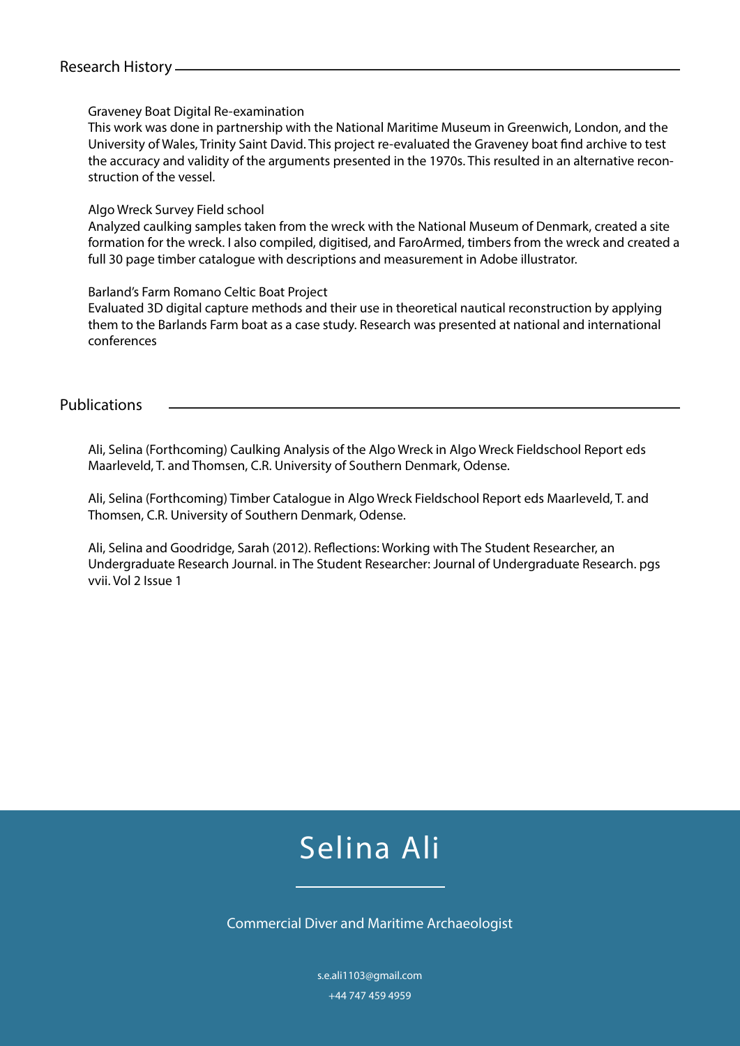## Research History

### Graveney Boat Digital Re-examination

This work was done in partnership with the National Maritime Museum in Greenwich, London, and the University of Wales, Trinity Saint David. This project re-evaluated the Graveney boat find archive to test the accuracy and validity of the arguments presented in the 1970s. This resulted in an alternative reconstruction of the vessel.

### Algo Wreck Survey Field school

Analyzed caulking samples taken from the wreck with the National Museum of Denmark, created a site formation for the wreck. I also compiled, digitised, and FaroArmed, timbers from the wreck and created a full 30 page timber catalogue with descriptions and measurement in Adobe illustrator.

### Barland's Farm Romano Celtic Boat Project

Evaluated 3D digital capture methods and their use in theoretical nautical reconstruction by applying them to the Barlands Farm boat as a case study. Research was presented at national and international conferences

## Publications

Ali, Selina (Forthcoming) Caulking Analysis of the Algo Wreck in Algo Wreck Fieldschool Report eds Maarleveld, T. and Thomsen, C.R. University of Southern Denmark, Odense.

Ali, Selina (Forthcoming) Timber Catalogue in Algo Wreck Fieldschool Report eds Maarleveld, T. and Thomsen, C.R. University of Southern Denmark, Odense.

Ali, Selina and Goodridge, Sarah (2012). Reflections: Working with The Student Researcher, an Undergraduate Research Journal. in The Student Researcher: Journal of Undergraduate Research. pgs vvii. Vol 2 Issue 1

# Selina Ali

Commercial Diver and Maritime Archaeologist

s.e.ali1103@gmail.com

+44 747 459 4959